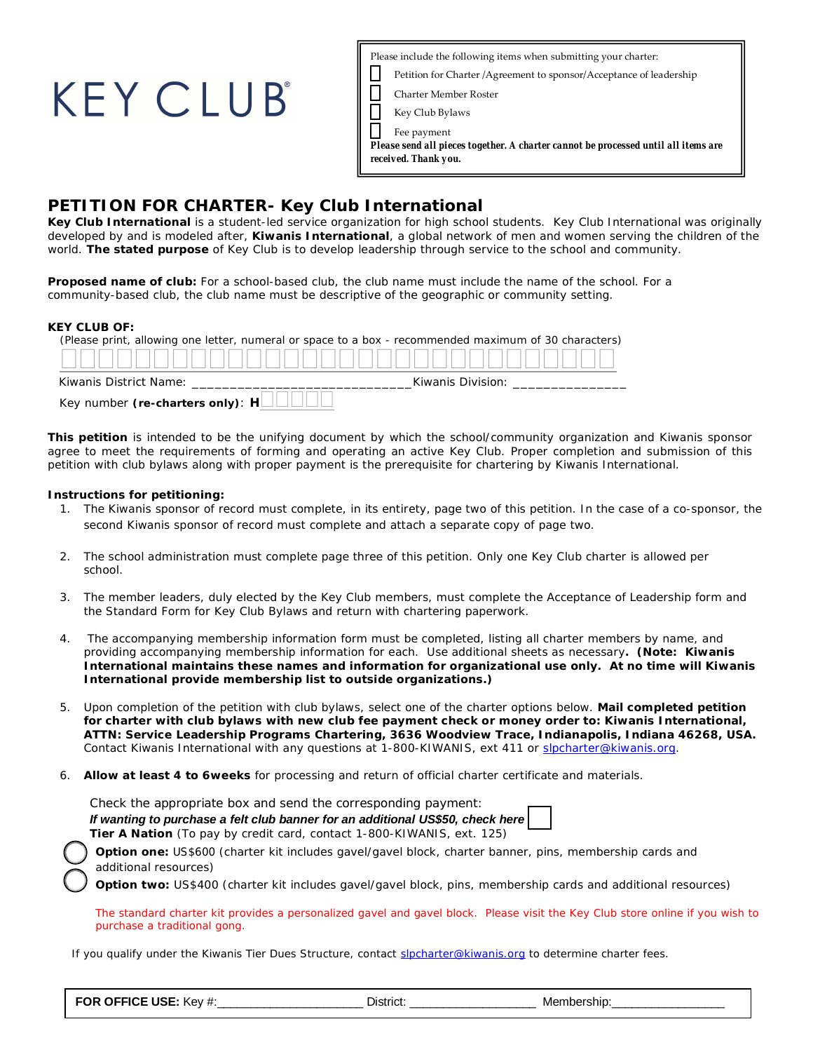KEY CLUB®

Please include the following items when submitting your charter:

- [ ] Petition for Charter /Agreement to sponsor/Acceptance of leadership
- [ ] Charter Member Roster
- [ ] Key Club Bylaws
- [ ] Fee payment

***Please send all pieces together. A charter cannot be processed until all items are received. Thank you.***

# PETITION FOR CHARTER- Key Club International

**Key Club International** is a student-led service organization for high school students. Key Club International was originally developed by and is modeled after, **Kiwanis International**, a global network of men and women serving the children of the world. **The stated purpose** of Key Club is to develop leadership through service to the school and community.

**Proposed name of club:** For a school-based club, the club name must include the name of the school. For a community-based club, the club name must be descriptive of the geographic or community setting.

**KEY CLUB OF:**
(Please print, allowing one letter, numeral or space to a box - recommended maximum of 30 characters)

☐☐☐☐☐☐☐☐☐☐☐☐☐☐☐☐☐☐☐☐☐☐☐☐☐☐☐☐☐☐

Kiwanis District Name: ______________________________ Kiwanis Division: _______________

Key number **(re-charters only)**: **H**☐☐☐☐☐

**This petition** is intended to be the unifying document by which the school/community organization and Kiwanis sponsor agree to meet the requirements of forming and operating an active Key Club. Proper completion and submission of this petition with club bylaws along with proper payment is the prerequisite for chartering by Kiwanis International.

**Instructions for petitioning:**

1. The Kiwanis sponsor of record must complete, in its entirety, page two of this petition. In the case of a co-sponsor, the second Kiwanis sponsor of record must complete and attach a separate copy of page two.
2. The school administration must complete page three of this petition. Only one Key Club charter is allowed per school.
3. The member leaders, duly elected by the Key Club members, must complete the Acceptance of Leadership form and the Standard Form for Key Club Bylaws and return with chartering paperwork.
4. The accompanying membership information form must be completed, listing all charter members by name, and providing accompanying membership information for each. Use additional sheets as necessary**. (Note: Kiwanis International maintains these names and information for organizational use only. At no time will Kiwanis International provide membership list to outside organizations.)**
5. Upon completion of the petition with club bylaws, select one of the charter options below. **Mail completed petition for charter with club bylaws with new club fee payment check or money order to: Kiwanis International, ATTN: Service Leadership Programs Chartering, 3636 Woodview Trace, Indianapolis, Indiana 46268, USA.** Contact Kiwanis International with any questions at 1-800-KIWANIS, ext 411 or slpcharter@kiwanis.org.
6. **Allow at least 4 to 6weeks** for processing and return of official charter certificate and materials.

Check the appropriate box and send the corresponding payment:
***If wanting to purchase a felt club banner for an additional US$50, check here*** ☐
**Tier A Nation** (To pay by credit card, contact 1-800-KIWANIS, ext. 125)

◯ **Option one:** US$600 (charter kit includes gavel/gavel block, charter banner, pins, membership cards and additional resources)

◯ **Option two:** US$400 (charter kit includes gavel/gavel block, pins, membership cards and additional resources)

The standard charter kit provides a personalized gavel and gavel block. Please visit the Key Club store online if you wish to purchase a traditional gong.

If you qualify under the Kiwanis Tier Dues Structure, contact slpcharter@kiwanis.org to determine charter fees.

**FOR OFFICE USE:** Key #:______________________ District: ___________________ Membership:_________________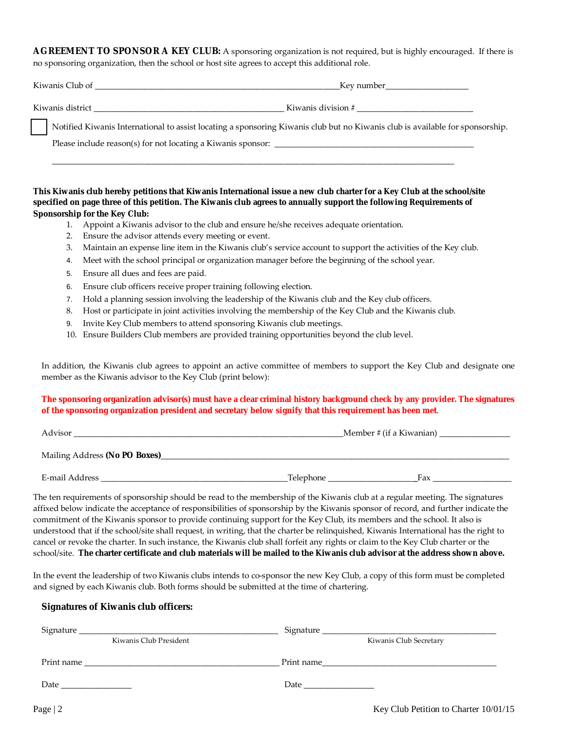**AGREEMENT TO SPONSOR A KEY CLUB:** A sponsoring organization is not required, but is highly encouraged. If there is no sponsoring organization, then the school or host site agrees to accept this additional role.

Kiwanis Club of ____________________________________________Key number_________________

Kiwanis district ______________________________________ Kiwanis division # __________________________

☐ Notified Kiwanis International to assist locating a sponsoring Kiwanis club but no Kiwanis club is available for sponsorship.

Please include reason(s) for not locating a Kiwanis sponsor: ___________________________________________

_______________________________________________________________________________________________

**This Kiwanis club hereby petitions that Kiwanis International issue a new club charter for a Key Club at the school/site specified on page three of this petition. The Kiwanis club agrees to annually support the following Requirements of Sponsorship for the Key Club:**

1. Appoint a Kiwanis advisor to the club and ensure he/she receives adequate orientation.
2. Ensure the advisor attends every meeting or event.
3. Maintain an expense line item in the Kiwanis club's service account to support the activities of the Key club.
4. Meet with the school principal or organization manager before the beginning of the school year.
5. Ensure all dues and fees are paid.
6. Ensure club officers receive proper training following election.
7. Hold a planning session involving the leadership of the Kiwanis club and the Key club officers.
8. Host or participate in joint activities involving the membership of the Key Club and the Kiwanis club.
9. Invite Key Club members to attend sponsoring Kiwanis club meetings.
10. Ensure Builders Club members are provided training opportunities beyond the club level.

In addition, the Kiwanis club agrees to appoint an active committee of members to support the Key Club and designate one member as the Kiwanis advisor to the Key Club (print below):

**The sponsoring organization advisor(s) must have a clear criminal history background check by any provider. The signatures of the sponsoring organization president and secretary below signify that this requirement has been met.**

Advisor ___________________________________________________Member # (if a Kiwanian) _______________

Mailing Address **(No PO Boxes)**________________________________________________________________

E-mail Address ____________________________________Telephone __________________Fax _________________

The ten requirements of sponsorship should be read to the membership of the Kiwanis club at a regular meeting. The signatures affixed below indicate the acceptance of responsibilities of sponsorship by the Kiwanis sponsor of record, and further indicate the commitment of the Kiwanis sponsor to provide continuing support for the Key Club, its members and the school. It also is understood that if the school/site shall request, in writing, that the charter be relinquished, Kiwanis International has the right to cancel or revoke the charter. In such instance, the Kiwanis club shall forfeit any rights or claim to the Key Club charter or the school/site. **The charter certificate and club materials will be mailed to the Kiwanis club advisor at the address shown above.**

In the event the leadership of two Kiwanis clubs intends to co-sponsor the new Key Club, a copy of this form must be completed and signed by each Kiwanis club. Both forms should be submitted at the time of chartering.

**Signatures of Kiwanis club officers:**

Signature ______________________________________ Signature ______________________________________
Kiwanis Club President | Kiwanis Club Secretary

Print name _____________________________________ Print name_____________________________________

Date ________________ Date ________________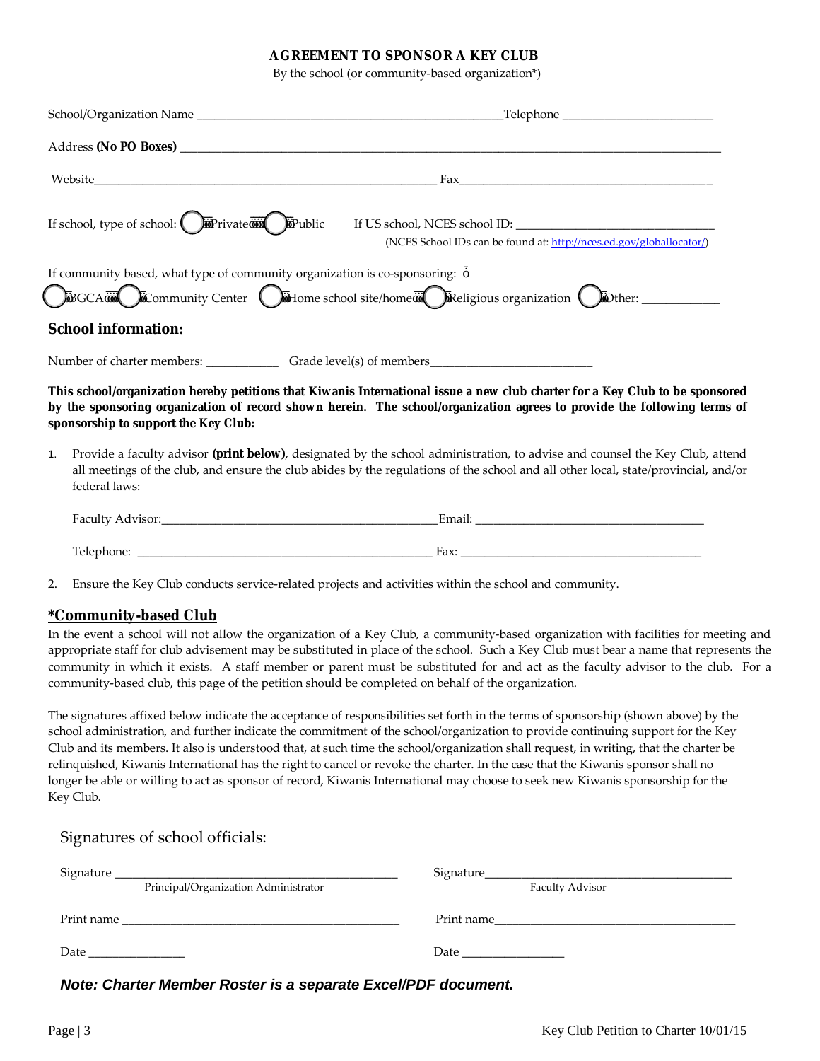**AGREEMENT TO SPONSOR A KEY CLUB**

By the school (or community-based organization*)

School/Organization Name ______________________________________________Telephone ________________________

Address **(No PO Boxes)** ___________________________________________________________________________________

Website______________________________________________________ Fax________________________________________

If school, type of school: ◯ Private ◯ Public    If US school, NCES school ID: _______________________________

(NCES School IDs can be found at: http://nces.ed.gov/globallocator/)

If community based, what type of community organization is co-sponsoring:

◯ BGCA ◯ Community Center ◯ Home school site/home ◯ Religious organization ◯ Other: ____________

## School information:

Number of charter members: ___________ Grade level(s) of members__________________________

**This school/organization hereby petitions that Kiwanis International issue a new club charter for a Key Club to be sponsored by the sponsoring organization of record shown herein. The school/organization agrees to provide the following terms of sponsorship to support the Key Club:**

1. Provide a faculty advisor **(print below)**, designated by the school administration, to advise and counsel the Key Club, attend all meetings of the club, and ensure the club abides by the regulations of the school and all other local, state/provincial, and/or federal laws:

   Faculty Advisor:_____________________________________________Email: _____________________________________

   Telephone: ________________________________________________ Fax: _______________________________________

2. Ensure the Key Club conducts service-related projects and activities within the school and community.

## *Community-based Club

In the event a school will not allow the organization of a Key Club, a community-based organization with facilities for meeting and appropriate staff for club advisement may be substituted in place of the school. Such a Key Club must bear a name that represents the community in which it exists. A staff member or parent must be substituted for and act as the faculty advisor to the club. For a community-based club, this page of the petition should be completed on behalf of the organization.

The signatures affixed below indicate the acceptance of responsibilities set forth in the terms of sponsorship (shown above) by the school administration, and further indicate the commitment of the school/organization to provide continuing support for the Key Club and its members. It also is understood that, at such time the school/organization shall request, in writing, that the charter be relinquished, Kiwanis International has the right to cancel or revoke the charter. In the case that the Kiwanis sponsor shall no longer be able or willing to act as sponsor of record, Kiwanis International may choose to seek new Kiwanis sponsorship for the Key Club.

Signatures of school officials:

Signature ____________________________________________
Principal/Organization Administrator

Print name ____________________________________________

Date _______________

Signature______________________________________
Faculty Advisor

Print name______________________________________

Date ________________

***Note: Charter Member Roster is a separate Excel/PDF document.***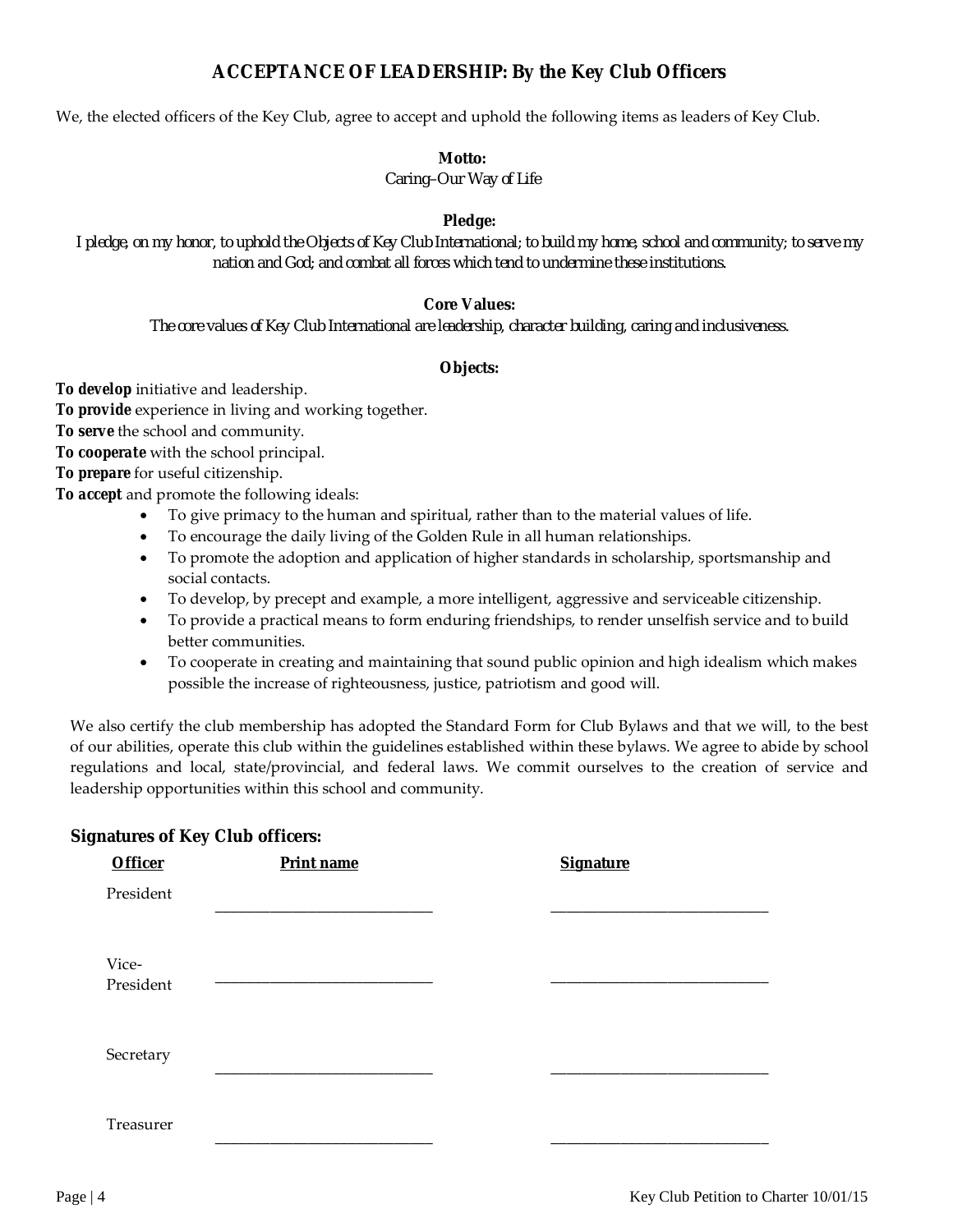## ACCEPTANCE OF LEADERSHIP: By the Key Club Officers

We, the elected officers of the Key Club, agree to accept and uphold the following items as leaders of Key Club.

**Motto:**

*Caring–Our Way of Life*

**Pledge:**

*I pledge, on my honor, to uphold the Objects of Key Club International; to build my home, school and community; to serve my nation and God; and combat all forces which tend to undermine these institutions.*

**Core Values:**

*The core values of Key Club International are leadership, character building, caring and inclusiveness.*

**Objects:**

***To develop*** initiative and leadership.
***To provide*** experience in living and working together.
***To serve*** the school and community.
***To cooperate*** with the school principal.
***To prepare*** for useful citizenship.
***To accept*** and promote the following ideals:

- To give primacy to the human and spiritual, rather than to the material values of life.
- To encourage the daily living of the Golden Rule in all human relationships.
- To promote the adoption and application of higher standards in scholarship, sportsmanship and social contacts.
- To develop, by precept and example, a more intelligent, aggressive and serviceable citizenship.
- To provide a practical means to form enduring friendships, to render unselfish service and to build better communities.
- To cooperate in creating and maintaining that sound public opinion and high idealism which makes possible the increase of righteousness, justice, patriotism and good will.

We also certify the club membership has adopted the Standard Form for Club Bylaws and that we will, to the best of our abilities, operate this club within the guidelines established within these bylaws. We agree to abide by school regulations and local, state/provincial, and federal laws. We commit ourselves to the creation of service and leadership opportunities within this school and community.

**Signatures of Key Club officers:**

| Officer | Print name | Signature |
| --- | --- | --- |
| President | ____________________________ | ____________________________ |
| Vice-President | ____________________________ | ____________________________ |
| Secretary | ____________________________ | ____________________________ |
| Treasurer | ____________________________ | ____________________________ |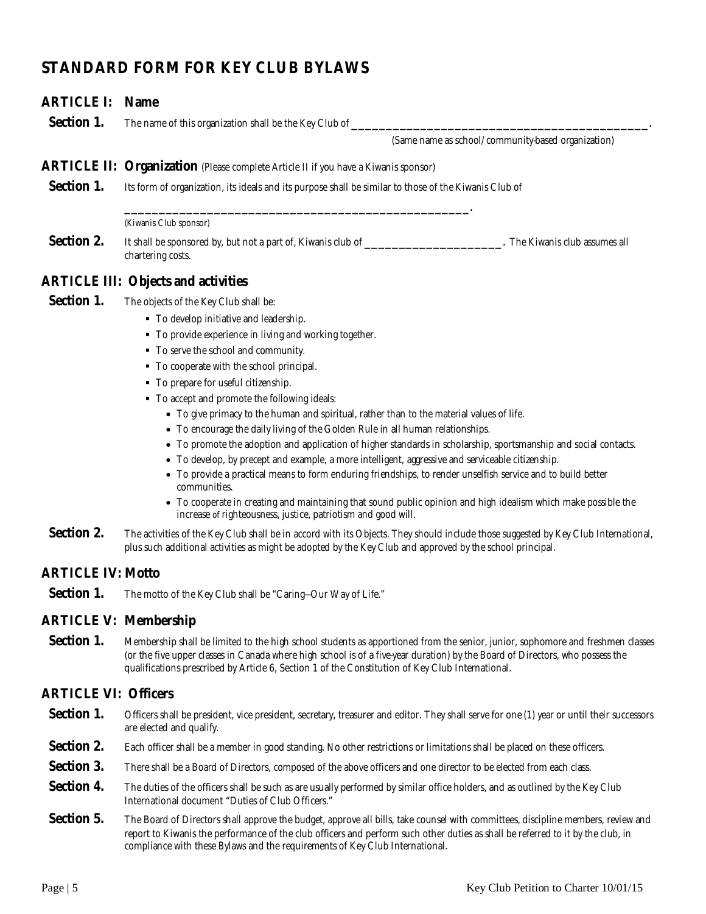# STANDARD FORM FOR KEY CLUB BYLAWS

## ARTICLE I: Name

**Section 1.** The name of this organization shall be the Key Club of ______________________________________________.

(Same name as school/community-based organization)

## ARTICLE II: Organization (Please complete Article II if you have a Kiwanis sponsor)

**Section 1.** Its form of organization, its ideals and its purpose shall be similar to those of the Kiwanis Club of

______________________________________________.

(Kiwanis Club sponsor)

**Section 2.** It shall be sponsored by, but not a part of, Kiwanis club of ______________________. The Kiwanis club assumes all chartering costs.

## ARTICLE III: Objects and activities

**Section 1.** The objects of the Key Club shall be:

- To develop initiative and leadership.
- To provide experience in living and working together.
- To serve the school and community.
- To cooperate with the school principal.
- To prepare for useful citizenship.
- To accept and promote the following ideals:
  - To give primacy to the human and spiritual, rather than to the material values of life.
  - To encourage the daily living of the Golden Rule in all human relationships.
  - To promote the adoption and application of higher standards in scholarship, sportsmanship and social contacts.
  - To develop, by precept and example, a more intelligent, aggressive and serviceable citizenship.
  - To provide a practical means to form enduring friendships, to render unselfish service and to build better communities.
  - To cooperate in creating and maintaining that sound public opinion and high idealism which make possible the increase of righteousness, justice, patriotism and good will.

**Section 2.** The activities of the Key Club shall be in accord with its Objects. They should include those suggested by Key Club International, plus such additional activities as might be adopted by the Key Club and approved by the school principal.

## ARTICLE IV: Motto

**Section 1.** The motto of the Key Club shall be "Caring—Our Way of Life."

## ARTICLE V: Membership

**Section 1.** Membership shall be limited to the high school students as apportioned from the senior, junior, sophomore and freshmen classes (or the five upper classes in Canada where high school is of a five-year duration) by the Board of Directors, who possess the qualifications prescribed by Article 6, Section 1 of the Constitution of Key Club International.

## ARTICLE VI: Officers

**Section 1.** Officers shall be president, vice president, secretary, treasurer and editor. They shall serve for one (1) year or until their successors are elected and qualify.

**Section 2.** Each officer shall be a member in good standing. No other restrictions or limitations shall be placed on these officers.

**Section 3.** There shall be a Board of Directors, composed of the above officers and one director to be elected from each class.

**Section 4.** The duties of the officers shall be such as are usually performed by similar office holders, and as outlined by the Key Club International document "Duties of Club Officers."

**Section 5.** The Board of Directors shall approve the budget, approve all bills, take counsel with committees, discipline members, review and report to Kiwanis the performance of the club officers and perform such other duties as shall be referred to it by the club, in compliance with these Bylaws and the requirements of Key Club International.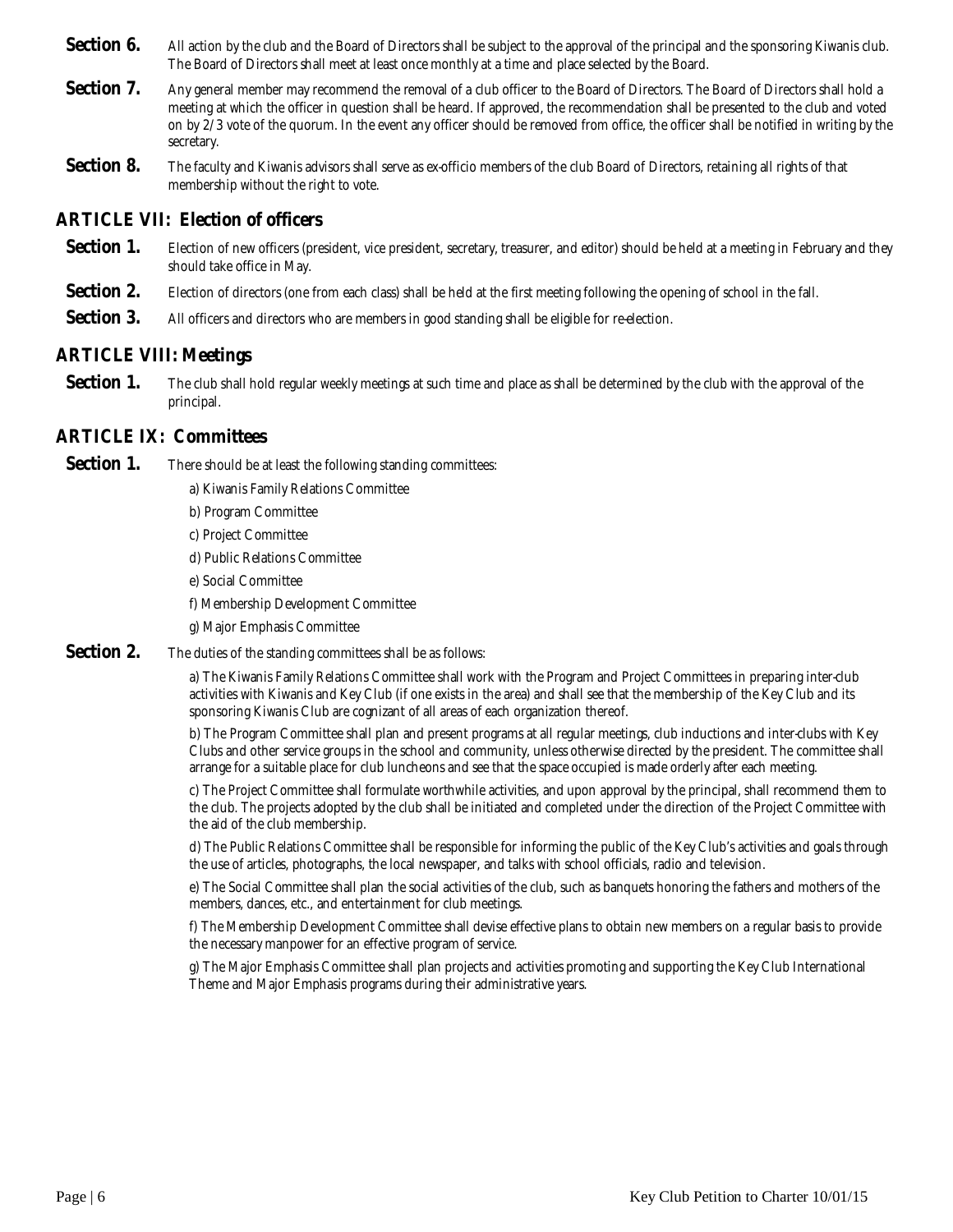**Section 6.** All action by the club and the Board of Directors shall be subject to the approval of the principal and the sponsoring Kiwanis club. The Board of Directors shall meet at least once monthly at a time and place selected by the Board.

**Section 7.** Any general member may recommend the removal of a club officer to the Board of Directors. The Board of Directors shall hold a meeting at which the officer in question shall be heard. If approved, the recommendation shall be presented to the club and voted on by 2/3 vote of the quorum. In the event any officer should be removed from office, the officer shall be notified in writing by the secretary.

**Section 8.** The faculty and Kiwanis advisors shall serve as ex-officio members of the club Board of Directors, retaining all rights of that membership without the right to vote.

## ARTICLE VII: Election of officers

**Section 1.** Election of new officers (president, vice president, secretary, treasurer, and editor) should be held at a meeting in February and they should take office in May.

**Section 2.** Election of directors (one from each class) shall be held at the first meeting following the opening of school in the fall.

**Section 3.** All officers and directors who are members in good standing shall be eligible for re-election.

## ARTICLE VIII: Meetings

**Section 1.** The club shall hold regular weekly meetings at such time and place as shall be determined by the club with the approval of the principal.

## ARTICLE IX: Committees

**Section 1.** There should be at least the following standing committees:

a) Kiwanis Family Relations Committee

b) Program Committee

c) Project Committee

d) Public Relations Committee

e) Social Committee

f) Membership Development Committee

g) Major Emphasis Committee

**Section 2.** The duties of the standing committees shall be as follows:

a) The Kiwanis Family Relations Committee shall work with the Program and Project Committees in preparing inter-club activities with Kiwanis and Key Club (if one exists in the area) and shall see that the membership of the Key Club and its sponsoring Kiwanis Club are cognizant of all areas of each organization thereof.

b) The Program Committee shall plan and present programs at all regular meetings, club inductions and inter-clubs with Key Clubs and other service groups in the school and community, unless otherwise directed by the president. The committee shall arrange for a suitable place for club luncheons and see that the space occupied is made orderly after each meeting.

c) The Project Committee shall formulate worthwhile activities, and upon approval by the principal, shall recommend them to the club. The projects adopted by the club shall be initiated and completed under the direction of the Project Committee with the aid of the club membership.

d) The Public Relations Committee shall be responsible for informing the public of the Key Club's activities and goals through the use of articles, photographs, the local newspaper, and talks with school officials, radio and television.

e) The Social Committee shall plan the social activities of the club, such as banquets honoring the fathers and mothers of the members, dances, etc., and entertainment for club meetings.

f) The Membership Development Committee shall devise effective plans to obtain new members on a regular basis to provide the necessary manpower for an effective program of service.

g) The Major Emphasis Committee shall plan projects and activities promoting and supporting the Key Club International Theme and Major Emphasis programs during their administrative years.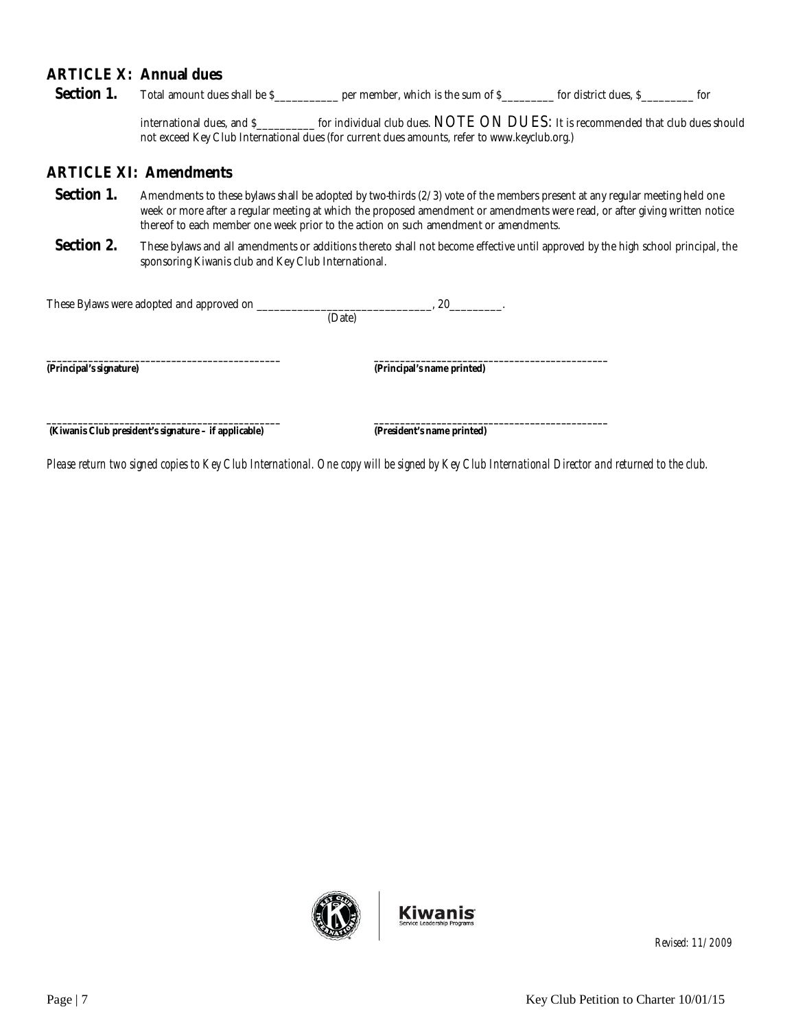## ARTICLE X: Annual dues

**Section 1.** Total amount dues shall be $___________ per member, which is the sum of $_________ for district dues, $_________ for international dues, and $__________ for individual club dues. NOTE ON DUES: It is recommended that club dues should not exceed Key Club International dues (for current dues amounts, refer to www.keyclub.org.)

## ARTICLE XI: Amendments

**Section 1.** Amendments to these bylaws shall be adopted by two-thirds (2/3) vote of the members present at any regular meeting held one week or more after a regular meeting at which the proposed amendment or amendments were read, or after giving written notice thereof to each member one week prior to the action on such amendment or amendments.

**Section 2.** These bylaws and all amendments or additions thereto shall not become effective until approved by the high school principal, the sponsoring Kiwanis club and Key Club International.

These Bylaws were adopted and approved on ________________________________, 20_________.
(Date)

_____________________________________________
**(Principal's signature)**

_____________________________________________
**(Principal's name printed)**

_____________________________________________
**(Kiwanis Club president's signature – if applicable)**

_____________________________________________
**(President's name printed)**

*Please return two signed copies to Key Club International. One copy will be signed by Key Club International Director and returned to the club.*

*Revised: 11/2009*